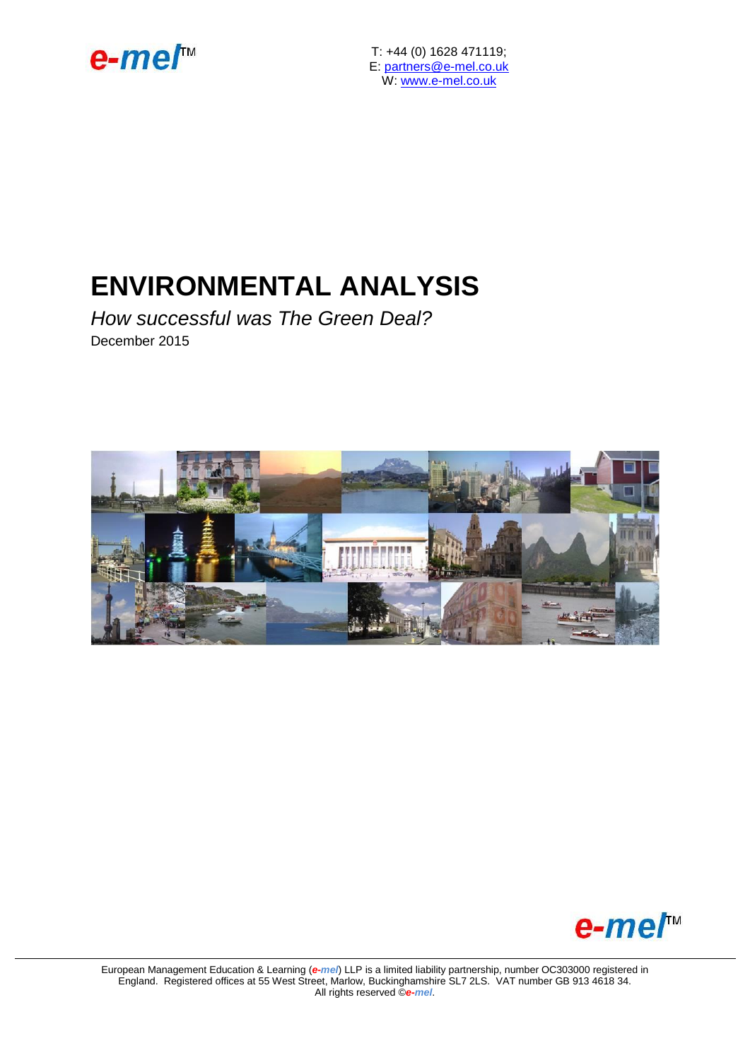e-mel™

T: +44 (0) 1628 471119;
E: partners@e-mel.co.uk
W: www.e-mel.co.uk

# ENVIRONMENTAL ANALYSIS

*How successful was The Green Deal?*

December 2015

e-mel™

European Management Education & Learning (*e-mel*) LLP is a limited liability partnership, number OC303000 registered in England. Registered offices at 55 West Street, Marlow, Buckinghamshire SL7 2LS. VAT number GB 913 4618 34. All rights reserved ©*e-mel*.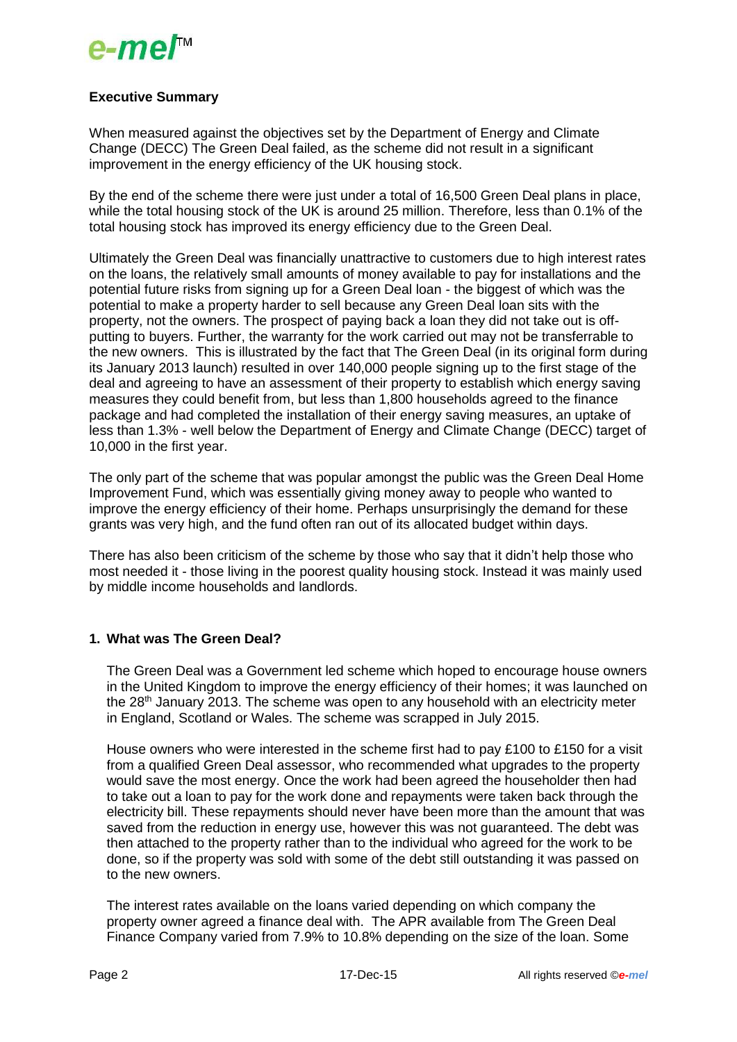## Executive Summary

When measured against the objectives set by the Department of Energy and Climate Change (DECC) The Green Deal failed, as the scheme did not result in a significant improvement in the energy efficiency of the UK housing stock.

By the end of the scheme there were just under a total of 16,500 Green Deal plans in place, while the total housing stock of the UK is around 25 million. Therefore, less than 0.1% of the total housing stock has improved its energy efficiency due to the Green Deal.

Ultimately the Green Deal was financially unattractive to customers due to high interest rates on the loans, the relatively small amounts of money available to pay for installations and the potential future risks from signing up for a Green Deal loan - the biggest of which was the potential to make a property harder to sell because any Green Deal loan sits with the property, not the owners. The prospect of paying back a loan they did not take out is off-putting to buyers. Further, the warranty for the work carried out may not be transferrable to the new owners. This is illustrated by the fact that The Green Deal (in its original form during its January 2013 launch) resulted in over 140,000 people signing up to the first stage of the deal and agreeing to have an assessment of their property to establish which energy saving measures they could benefit from, but less than 1,800 households agreed to the finance package and had completed the installation of their energy saving measures, an uptake of less than 1.3% - well below the Department of Energy and Climate Change (DECC) target of 10,000 in the first year.

The only part of the scheme that was popular amongst the public was the Green Deal Home Improvement Fund, which was essentially giving money away to people who wanted to improve the energy efficiency of their home. Perhaps unsurprisingly the demand for these grants was very high, and the fund often ran out of its allocated budget within days.

There has also been criticism of the scheme by those who say that it didn't help those who most needed it - those living in the poorest quality housing stock. Instead it was mainly used by middle income households and landlords.

## 1. What was The Green Deal?

The Green Deal was a Government led scheme which hoped to encourage house owners in the United Kingdom to improve the energy efficiency of their homes; it was launched on the 28th January 2013. The scheme was open to any household with an electricity meter in England, Scotland or Wales. The scheme was scrapped in July 2015.

House owners who were interested in the scheme first had to pay £100 to £150 for a visit from a qualified Green Deal assessor, who recommended what upgrades to the property would save the most energy. Once the work had been agreed the householder then had to take out a loan to pay for the work done and repayments were taken back through the electricity bill. These repayments should never have been more than the amount that was saved from the reduction in energy use, however this was not guaranteed. The debt was then attached to the property rather than to the individual who agreed for the work to be done, so if the property was sold with some of the debt still outstanding it was passed on to the new owners.

The interest rates available on the loans varied depending on which company the property owner agreed a finance deal with. The APR available from The Green Deal Finance Company varied from 7.9% to 10.8% depending on the size of the loan. Some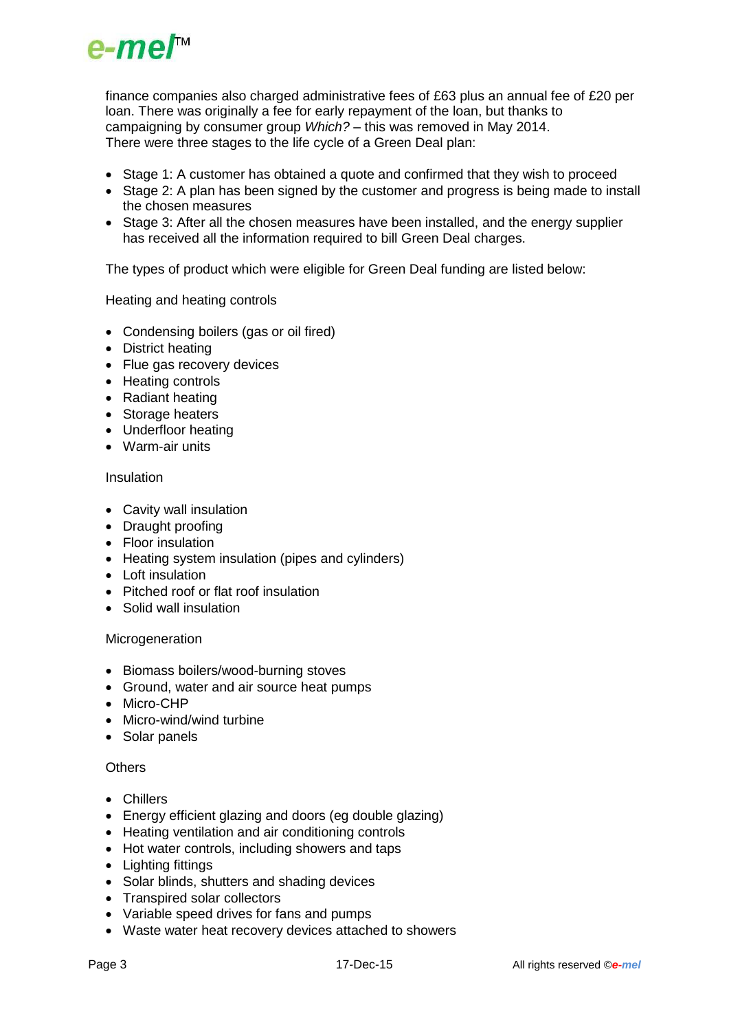finance companies also charged administrative fees of £63 plus an annual fee of £20 per loan. There was originally a fee for early repayment of the loan, but thanks to campaigning by consumer group *Which?* – this was removed in May 2014.
There were three stages to the life cycle of a Green Deal plan:

- Stage 1: A customer has obtained a quote and confirmed that they wish to proceed
- Stage 2: A plan has been signed by the customer and progress is being made to install the chosen measures
- Stage 3: After all the chosen measures have been installed, and the energy supplier has received all the information required to bill Green Deal charges.

The types of product which were eligible for Green Deal funding are listed below:

Heating and heating controls

- Condensing boilers (gas or oil fired)
- District heating
- Flue gas recovery devices
- Heating controls
- Radiant heating
- Storage heaters
- Underfloor heating
- Warm-air units

Insulation

- Cavity wall insulation
- Draught proofing
- Floor insulation
- Heating system insulation (pipes and cylinders)
- Loft insulation
- Pitched roof or flat roof insulation
- Solid wall insulation

Microgeneration

- Biomass boilers/wood-burning stoves
- Ground, water and air source heat pumps
- Micro-CHP
- Micro-wind/wind turbine
- Solar panels

Others

- Chillers
- Energy efficient glazing and doors (eg double glazing)
- Heating ventilation and air conditioning controls
- Hot water controls, including showers and taps
- Lighting fittings
- Solar blinds, shutters and shading devices
- Transpired solar collectors
- Variable speed drives for fans and pumps
- Waste water heat recovery devices attached to showers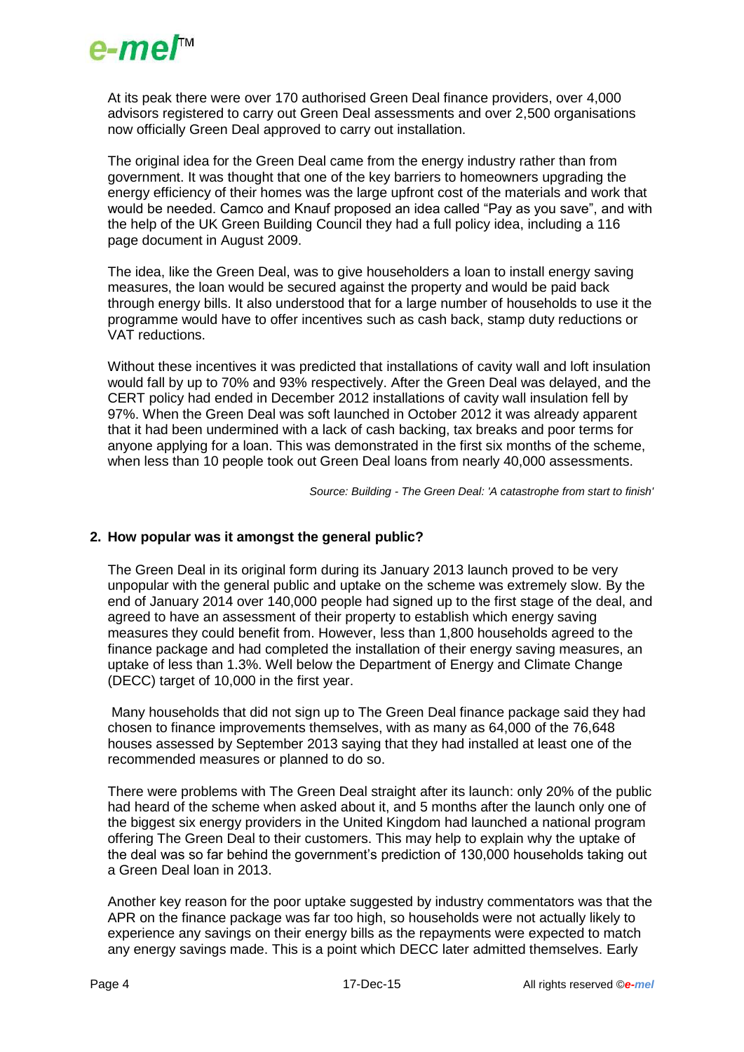At its peak there were over 170 authorised Green Deal finance providers, over 4,000 advisors registered to carry out Green Deal assessments and over 2,500 organisations now officially Green Deal approved to carry out installation.

The original idea for the Green Deal came from the energy industry rather than from government. It was thought that one of the key barriers to homeowners upgrading the energy efficiency of their homes was the large upfront cost of the materials and work that would be needed. Camco and Knauf proposed an idea called "Pay as you save", and with the help of the UK Green Building Council they had a full policy idea, including a 116 page document in August 2009.

The idea, like the Green Deal, was to give householders a loan to install energy saving measures, the loan would be secured against the property and would be paid back through energy bills. It also understood that for a large number of households to use it the programme would have to offer incentives such as cash back, stamp duty reductions or VAT reductions.

Without these incentives it was predicted that installations of cavity wall and loft insulation would fall by up to 70% and 93% respectively. After the Green Deal was delayed, and the CERT policy had ended in December 2012 installations of cavity wall insulation fell by 97%. When the Green Deal was soft launched in October 2012 it was already apparent that it had been undermined with a lack of cash backing, tax breaks and poor terms for anyone applying for a loan. This was demonstrated in the first six months of the scheme, when less than 10 people took out Green Deal loans from nearly 40,000 assessments.

*Source: Building - The Green Deal: 'A catastrophe from start to finish'*

## 2. How popular was it amongst the general public?

The Green Deal in its original form during its January 2013 launch proved to be very unpopular with the general public and uptake on the scheme was extremely slow. By the end of January 2014 over 140,000 people had signed up to the first stage of the deal, and agreed to have an assessment of their property to establish which energy saving measures they could benefit from. However, less than 1,800 households agreed to the finance package and had completed the installation of their energy saving measures, an uptake of less than 1.3%. Well below the Department of Energy and Climate Change (DECC) target of 10,000 in the first year.

Many households that did not sign up to The Green Deal finance package said they had chosen to finance improvements themselves, with as many as 64,000 of the 76,648 houses assessed by September 2013 saying that they had installed at least one of the recommended measures or planned to do so.

There were problems with The Green Deal straight after its launch: only 20% of the public had heard of the scheme when asked about it, and 5 months after the launch only one of the biggest six energy providers in the United Kingdom had launched a national program offering The Green Deal to their customers. This may help to explain why the uptake of the deal was so far behind the government's prediction of 130,000 households taking out a Green Deal loan in 2013.

Another key reason for the poor uptake suggested by industry commentators was that the APR on the finance package was far too high, so households were not actually likely to experience any savings on their energy bills as the repayments were expected to match any energy savings made. This is a point which DECC later admitted themselves. Early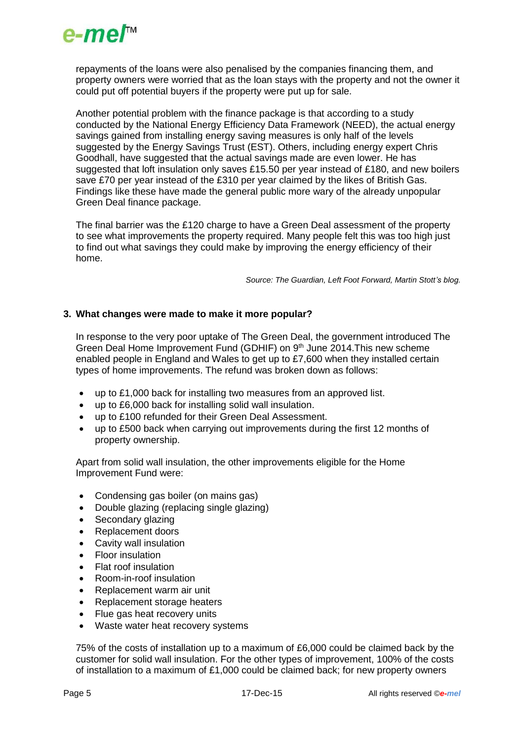repayments of the loans were also penalised by the companies financing them, and property owners were worried that as the loan stays with the property and not the owner it could put off potential buyers if the property were put up for sale.

Another potential problem with the finance package is that according to a study conducted by the National Energy Efficiency Data Framework (NEED), the actual energy savings gained from installing energy saving measures is only half of the levels suggested by the Energy Savings Trust (EST). Others, including energy expert Chris Goodhall, have suggested that the actual savings made are even lower. He has suggested that loft insulation only saves £15.50 per year instead of £180, and new boilers save £70 per year instead of the £310 per year claimed by the likes of British Gas. Findings like these have made the general public more wary of the already unpopular Green Deal finance package.

The final barrier was the £120 charge to have a Green Deal assessment of the property to see what improvements the property required. Many people felt this was too high just to find out what savings they could make by improving the energy efficiency of their home.

*Source: The Guardian, Left Foot Forward, Martin Stott's blog.*

### 3. What changes were made to make it more popular?

In response to the very poor uptake of The Green Deal, the government introduced The Green Deal Home Improvement Fund (GDHIF) on 9th June 2014.This new scheme enabled people in England and Wales to get up to £7,600 when they installed certain types of home improvements. The refund was broken down as follows:

- up to £1,000 back for installing two measures from an approved list.
- up to £6,000 back for installing solid wall insulation.
- up to £100 refunded for their Green Deal Assessment.
- up to £500 back when carrying out improvements during the first 12 months of property ownership.

Apart from solid wall insulation, the other improvements eligible for the Home Improvement Fund were:

- Condensing gas boiler (on mains gas)
- Double glazing (replacing single glazing)
- Secondary glazing
- Replacement doors
- Cavity wall insulation
- Floor insulation
- Flat roof insulation
- Room-in-roof insulation
- Replacement warm air unit
- Replacement storage heaters
- Flue gas heat recovery units
- Waste water heat recovery systems

75% of the costs of installation up to a maximum of £6,000 could be claimed back by the customer for solid wall insulation. For the other types of improvement, 100% of the costs of installation to a maximum of £1,000 could be claimed back; for new property owners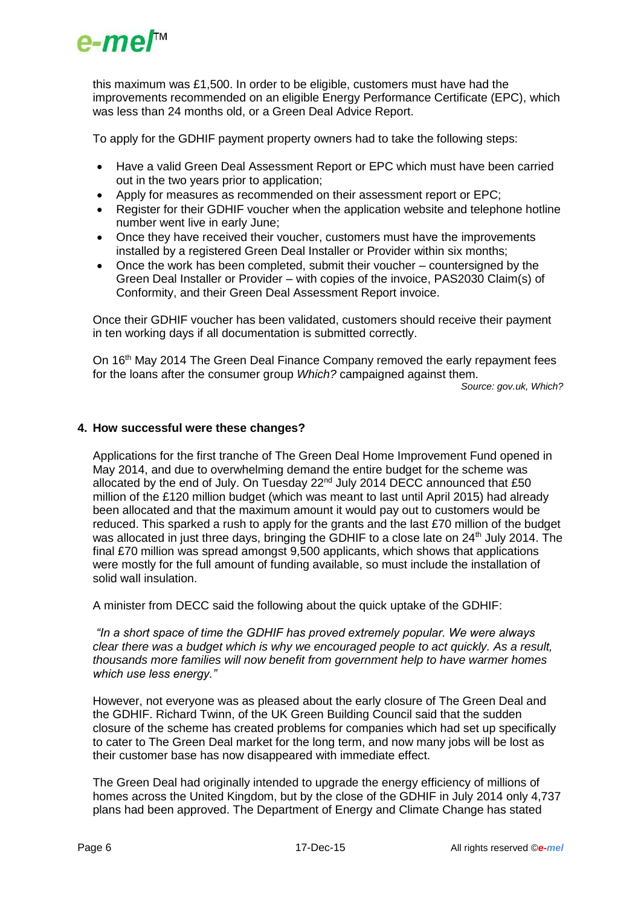this maximum was £1,500. In order to be eligible, customers must have had the improvements recommended on an eligible Energy Performance Certificate (EPC), which was less than 24 months old, or a Green Deal Advice Report.

To apply for the GDHIF payment property owners had to take the following steps:

- Have a valid Green Deal Assessment Report or EPC which must have been carried out in the two years prior to application;
- Apply for measures as recommended on their assessment report or EPC;
- Register for their GDHIF voucher when the application website and telephone hotline number went live in early June;
- Once they have received their voucher, customers must have the improvements installed by a registered Green Deal Installer or Provider within six months;
- Once the work has been completed, submit their voucher – countersigned by the Green Deal Installer or Provider – with copies of the invoice, PAS2030 Claim(s) of Conformity, and their Green Deal Assessment Report invoice.

Once their GDHIF voucher has been validated, customers should receive their payment in ten working days if all documentation is submitted correctly.

On 16th May 2014 The Green Deal Finance Company removed the early repayment fees for the loans after the consumer group *Which?* campaigned against them.

*Source: gov.uk, Which?*

## 4. How successful were these changes?

Applications for the first tranche of The Green Deal Home Improvement Fund opened in May 2014, and due to overwhelming demand the entire budget for the scheme was allocated by the end of July. On Tuesday 22nd July 2014 DECC announced that £50 million of the £120 million budget (which was meant to last until April 2015) had already been allocated and that the maximum amount it would pay out to customers would be reduced. This sparked a rush to apply for the grants and the last £70 million of the budget was allocated in just three days, bringing the GDHIF to a close late on 24th July 2014. The final £70 million was spread amongst 9,500 applicants, which shows that applications were mostly for the full amount of funding available, so must include the installation of solid wall insulation.

A minister from DECC said the following about the quick uptake of the GDHIF:

*"In a short space of time the GDHIF has proved extremely popular. We were always clear there was a budget which is why we encouraged people to act quickly. As a result, thousands more families will now benefit from government help to have warmer homes which use less energy."*

However, not everyone was as pleased about the early closure of The Green Deal and the GDHIF. Richard Twinn, of the UK Green Building Council said that the sudden closure of the scheme has created problems for companies which had set up specifically to cater to The Green Deal market for the long term, and now many jobs will be lost as their customer base has now disappeared with immediate effect.

The Green Deal had originally intended to upgrade the energy efficiency of millions of homes across the United Kingdom, but by the close of the GDHIF in July 2014 only 4,737 plans had been approved. The Department of Energy and Climate Change has stated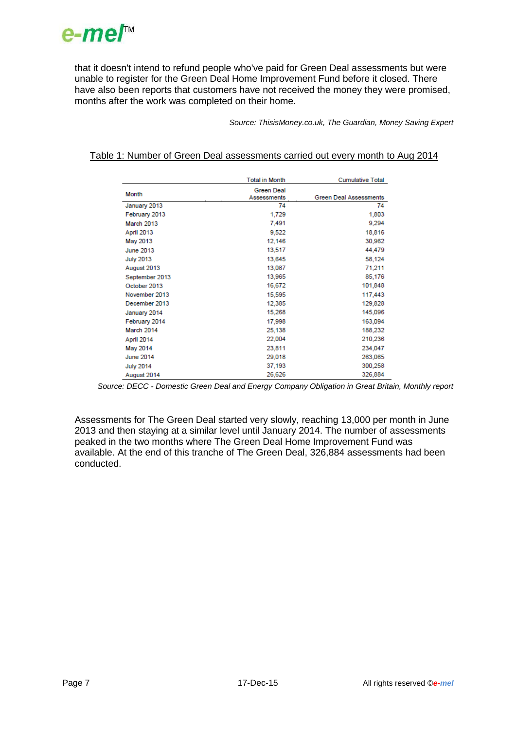that it doesn't intend to refund people who've paid for Green Deal assessments but were unable to register for the Green Deal Home Improvement Fund before it closed. There have also been reports that customers have not received the money they were promised, months after the work was completed on their home.

*Source: ThisisMoney.co.uk, The Guardian, Money Saving Expert*

Table 1: Number of Green Deal assessments carried out every month to Aug 2014

| | Total in Month | Cumulative Total |
|---|---|---|
| Month | Green Deal Assessments | Green Deal Assessments |
| January 2013 | 74 | 74 |
| February 2013 | 1,729 | 1,803 |
| March 2013 | 7,491 | 9,294 |
| April 2013 | 9,522 | 18,816 |
| May 2013 | 12,146 | 30,962 |
| June 2013 | 13,517 | 44,479 |
| July 2013 | 13,645 | 58,124 |
| August 2013 | 13,087 | 71,211 |
| September 2013 | 13,965 | 85,176 |
| October 2013 | 16,672 | 101,848 |
| November 2013 | 15,595 | 117,443 |
| December 2013 | 12,385 | 129,828 |
| January 2014 | 15,268 | 145,096 |
| February 2014 | 17,998 | 163,094 |
| March 2014 | 25,138 | 188,232 |
| April 2014 | 22,004 | 210,236 |
| May 2014 | 23,811 | 234,047 |
| June 2014 | 29,018 | 263,065 |
| July 2014 | 37,193 | 300,258 |
| August 2014 | 26,626 | 326,884 |

*Source: DECC - Domestic Green Deal and Energy Company Obligation in Great Britain, Monthly report*

Assessments for The Green Deal started very slowly, reaching 13,000 per month in June 2013 and then staying at a similar level until January 2014. The number of assessments peaked in the two months where The Green Deal Home Improvement Fund was available. At the end of this tranche of The Green Deal, 326,884 assessments had been conducted.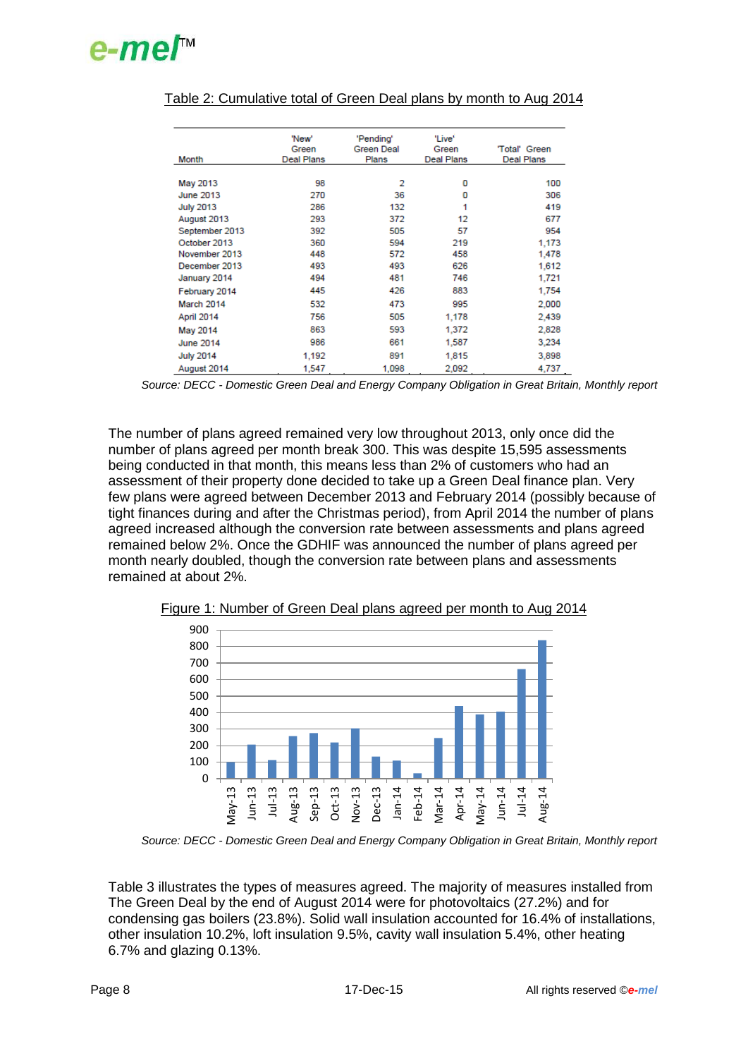Table 2: Cumulative total of Green Deal plans by month to Aug 2014

| Month | 'New' Green Deal Plans | 'Pending' Green Deal Plans | 'Live' Green Deal Plans | 'Total' Green Deal Plans |
|---|---|---|---|---|
| May 2013 | 98 | 2 | 0 | 100 |
| June 2013 | 270 | 36 | 0 | 306 |
| July 2013 | 286 | 132 | 1 | 419 |
| August 2013 | 293 | 372 | 12 | 677 |
| September 2013 | 392 | 505 | 57 | 954 |
| October 2013 | 360 | 594 | 219 | 1,173 |
| November 2013 | 448 | 572 | 458 | 1,478 |
| December 2013 | 493 | 493 | 626 | 1,612 |
| January 2014 | 494 | 481 | 746 | 1,721 |
| February 2014 | 445 | 426 | 883 | 1,754 |
| March 2014 | 532 | 473 | 995 | 2,000 |
| April 2014 | 756 | 505 | 1,178 | 2,439 |
| May 2014 | 863 | 593 | 1,372 | 2,828 |
| June 2014 | 986 | 661 | 1,587 | 3,234 |
| July 2014 | 1,192 | 891 | 1,815 | 3,898 |
| August 2014 | 1,547 | 1,098 | 2,092 | 4,737 |

*Source: DECC - Domestic Green Deal and Energy Company Obligation in Great Britain, Monthly report*

The number of plans agreed remained very low throughout 2013, only once did the number of plans agreed per month break 300. This was despite 15,595 assessments being conducted in that month, this means less than 2% of customers who had an assessment of their property done decided to take up a Green Deal finance plan. Very few plans were agreed between December 2013 and February 2014 (possibly because of tight finances during and after the Christmas period), from April 2014 the number of plans agreed increased although the conversion rate between assessments and plans agreed remained below 2%. Once the GDHIF was announced the number of plans agreed per month nearly doubled, though the conversion rate between plans and assessments remained at about 2%.

Figure 1: Number of Green Deal plans agreed per month to Aug 2014

*Source: DECC - Domestic Green Deal and Energy Company Obligation in Great Britain, Monthly report*

Table 3 illustrates the types of measures agreed. The majority of measures installed from The Green Deal by the end of August 2014 were for photovoltaics (27.2%) and for condensing gas boilers (23.8%). Solid wall insulation accounted for 16.4% of installations, other insulation 10.2%, loft insulation 9.5%, cavity wall insulation 5.4%, other heating 6.7% and glazing 0.13%.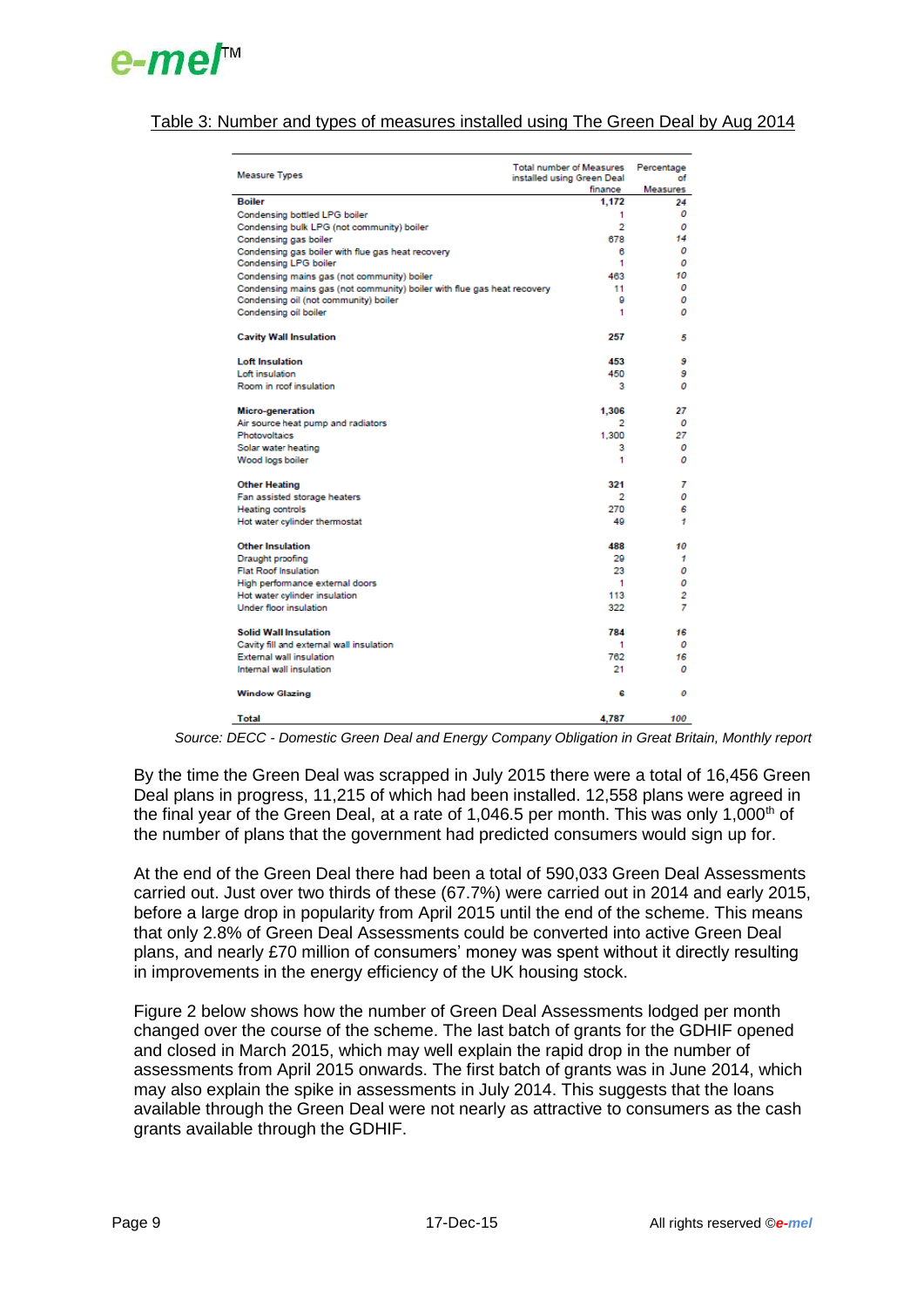Table 3: Number and types of measures installed using The Green Deal by Aug 2014

| Measure Types | Total number of Measures installed using Green Deal finance | Percentage of Measures |
|---|---|---|
| **Boiler** | **1,172** | **24** |
| Condensing bottled LPG boiler | 1 | 0 |
| Condensing bulk LPG (not community) boiler | 2 | 0 |
| Condensing gas boiler | 678 | 14 |
| Condensing gas boiler with flue gas heat recovery | 6 | 0 |
| Condensing LPG boiler | 1 | 0 |
| Condensing mains gas (not community) boiler | 463 | 10 |
| Condensing mains gas (not community) boiler with flue gas heat recovery | 11 | 0 |
| Condensing oil (not community) boiler | 9 | 0 |
| Condensing oil boiler | 1 | 0 |
| **Cavity Wall Insulation** | **257** | **5** |
| **Loft Insulation** | **453** | **9** |
| Loft insulation | 450 | 9 |
| Room in roof insulation | 3 | 0 |
| **Micro-generation** | **1,306** | **27** |
| Air source heat pump and radiators | 2 | 0 |
| Photovoltaics | 1,300 | 27 |
| Solar water heating | 3 | 0 |
| Wood logs boiler | 1 | 0 |
| **Other Heating** | **321** | **7** |
| Fan assisted storage heaters | 2 | 0 |
| Heating controls | 270 | 6 |
| Hot water cylinder thermostat | 49 | 1 |
| **Other Insulation** | **488** | **10** |
| Draught proofing | 29 | 1 |
| Flat Roof Insulation | 23 | 0 |
| High performance external doors | 1 | 0 |
| Hot water cylinder insulation | 113 | 2 |
| Under floor insulation | 322 | 7 |
| **Solid Wall Insulation** | **784** | **16** |
| Cavity fill and external wall insulation | 1 | 0 |
| External wall insulation | 762 | 16 |
| Internal wall insulation | 21 | 0 |
| **Window Glazing** | **6** | **0** |
| **Total** | **4,787** | **100** |

*Source: DECC - Domestic Green Deal and Energy Company Obligation in Great Britain, Monthly report*

By the time the Green Deal was scrapped in July 2015 there were a total of 16,456 Green Deal plans in progress, 11,215 of which had been installed. 12,558 plans were agreed in the final year of the Green Deal, at a rate of 1,046.5 per month. This was only 1,000th of the number of plans that the government had predicted consumers would sign up for.

At the end of the Green Deal there had been a total of 590,033 Green Deal Assessments carried out. Just over two thirds of these (67.7%) were carried out in 2014 and early 2015, before a large drop in popularity from April 2015 until the end of the scheme. This means that only 2.8% of Green Deal Assessments could be converted into active Green Deal plans, and nearly £70 million of consumers' money was spent without it directly resulting in improvements in the energy efficiency of the UK housing stock.

Figure 2 below shows how the number of Green Deal Assessments lodged per month changed over the course of the scheme. The last batch of grants for the GDHIF opened and closed in March 2015, which may well explain the rapid drop in the number of assessments from April 2015 onwards. The first batch of grants was in June 2014, which may also explain the spike in assessments in July 2014. This suggests that the loans available through the Green Deal were not nearly as attractive to consumers as the cash grants available through the GDHIF.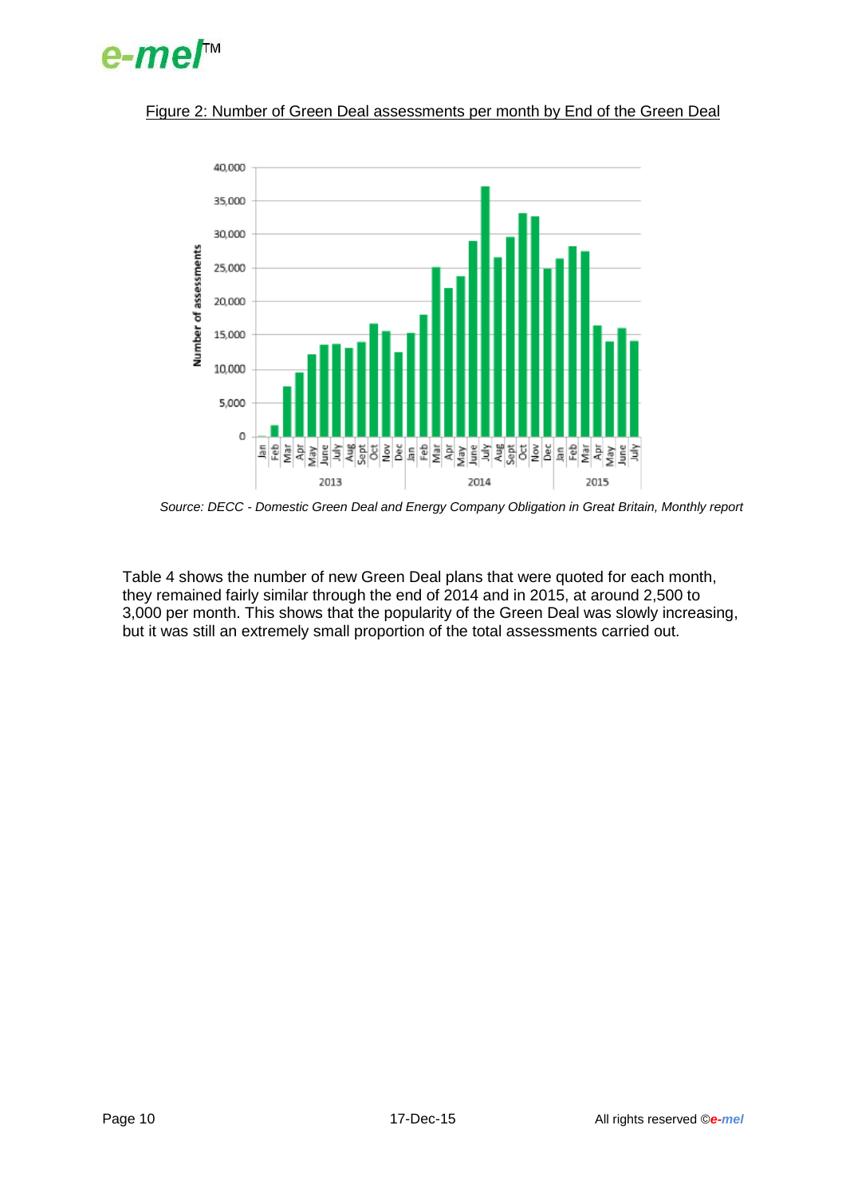Figure 2: Number of Green Deal assessments per month by End of the Green Deal

*Source: DECC - Domestic Green Deal and Energy Company Obligation in Great Britain, Monthly report*

Table 4 shows the number of new Green Deal plans that were quoted for each month, they remained fairly similar through the end of 2014 and in 2015, at around 2,500 to 3,000 per month. This shows that the popularity of the Green Deal was slowly increasing, but it was still an extremely small proportion of the total assessments carried out.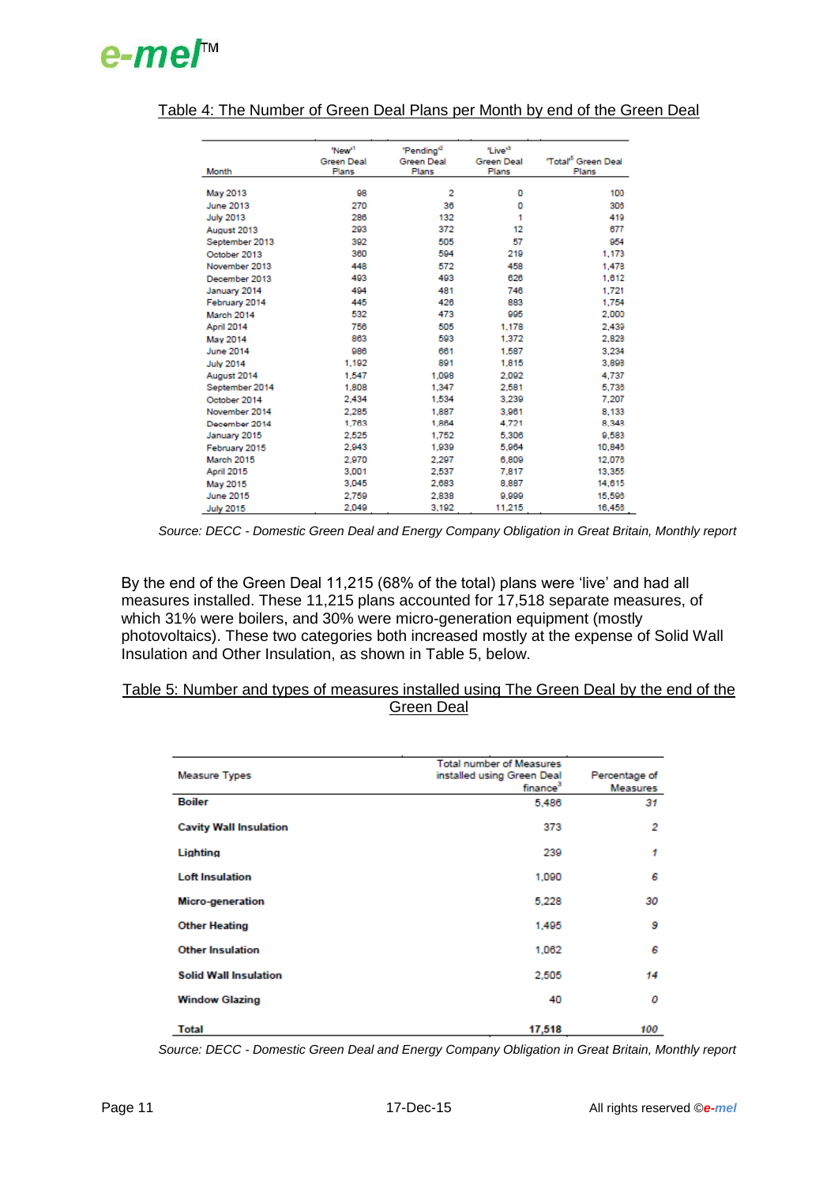Table 4: The Number of Green Deal Plans per Month by end of the Green Deal

| Month | 'New'[1] Green Deal Plans | 'Pending'[2] Green Deal Plans | 'Live'[3] Green Deal Plans | 'Total'[5] Green Deal Plans |
|---|---|---|---|---|
| May 2013 | 98 | 2 | 0 | 100 |
| June 2013 | 270 | 36 | 0 | 306 |
| July 2013 | 286 | 132 | 1 | 419 |
| August 2013 | 293 | 372 | 12 | 677 |
| September 2013 | 392 | 505 | 57 | 954 |
| October 2013 | 360 | 594 | 219 | 1,173 |
| November 2013 | 448 | 572 | 458 | 1,478 |
| December 2013 | 493 | 493 | 626 | 1,612 |
| January 2014 | 494 | 481 | 746 | 1,721 |
| February 2014 | 445 | 426 | 883 | 1,754 |
| March 2014 | 532 | 473 | 995 | 2,000 |
| April 2014 | 756 | 505 | 1,178 | 2,439 |
| May 2014 | 863 | 593 | 1,372 | 2,828 |
| June 2014 | 986 | 661 | 1,587 | 3,234 |
| July 2014 | 1,192 | 891 | 1,815 | 3,898 |
| August 2014 | 1,547 | 1,098 | 2,092 | 4,737 |
| September 2014 | 1,808 | 1,347 | 2,581 | 5,736 |
| October 2014 | 2,434 | 1,534 | 3,239 | 7,207 |
| November 2014 | 2,285 | 1,887 | 3,961 | 8,133 |
| December 2014 | 1,763 | 1,864 | 4,721 | 8,348 |
| January 2015 | 2,525 | 1,752 | 5,306 | 9,583 |
| February 2015 | 2,943 | 1,939 | 5,964 | 10,846 |
| March 2015 | 2,970 | 2,297 | 6,809 | 12,076 |
| April 2015 | 3,001 | 2,537 | 7,817 | 13,355 |
| May 2015 | 3,045 | 2,683 | 8,887 | 14,615 |
| June 2015 | 2,759 | 2,838 | 9,999 | 15,596 |
| July 2015 | 2,049 | 3,192 | 11,215 | 16,456 |

*Source: DECC - Domestic Green Deal and Energy Company Obligation in Great Britain, Monthly report*

By the end of the Green Deal 11,215 (68% of the total) plans were 'live' and had all measures installed. These 11,215 plans accounted for 17,518 separate measures, of which 31% were boilers, and 30% were micro-generation equipment (mostly photovoltaics). These two categories both increased mostly at the expense of Solid Wall Insulation and Other Insulation, as shown in Table 5, below.

Table 5: Number and types of measures installed using The Green Deal by the end of the Green Deal

| Measure Types | Total number of Measures installed using Green Deal finance[9] | Percentage of Measures |
|---|---|---|
| **Boiler** | 5,486 | *31* |
| **Cavity Wall Insulation** | 373 | *2* |
| **Lighting** | 239 | *1* |
| **Loft Insulation** | 1,090 | *6* |
| **Micro-generation** | 5,228 | *30* |
| **Other Heating** | 1,495 | *9* |
| **Other Insulation** | 1,062 | *6* |
| **Solid Wall Insulation** | 2,505 | *14* |
| **Window Glazing** | 40 | *0* |
| **Total** | **17,518** | ***100*** |

*Source: DECC - Domestic Green Deal and Energy Company Obligation in Great Britain, Monthly report*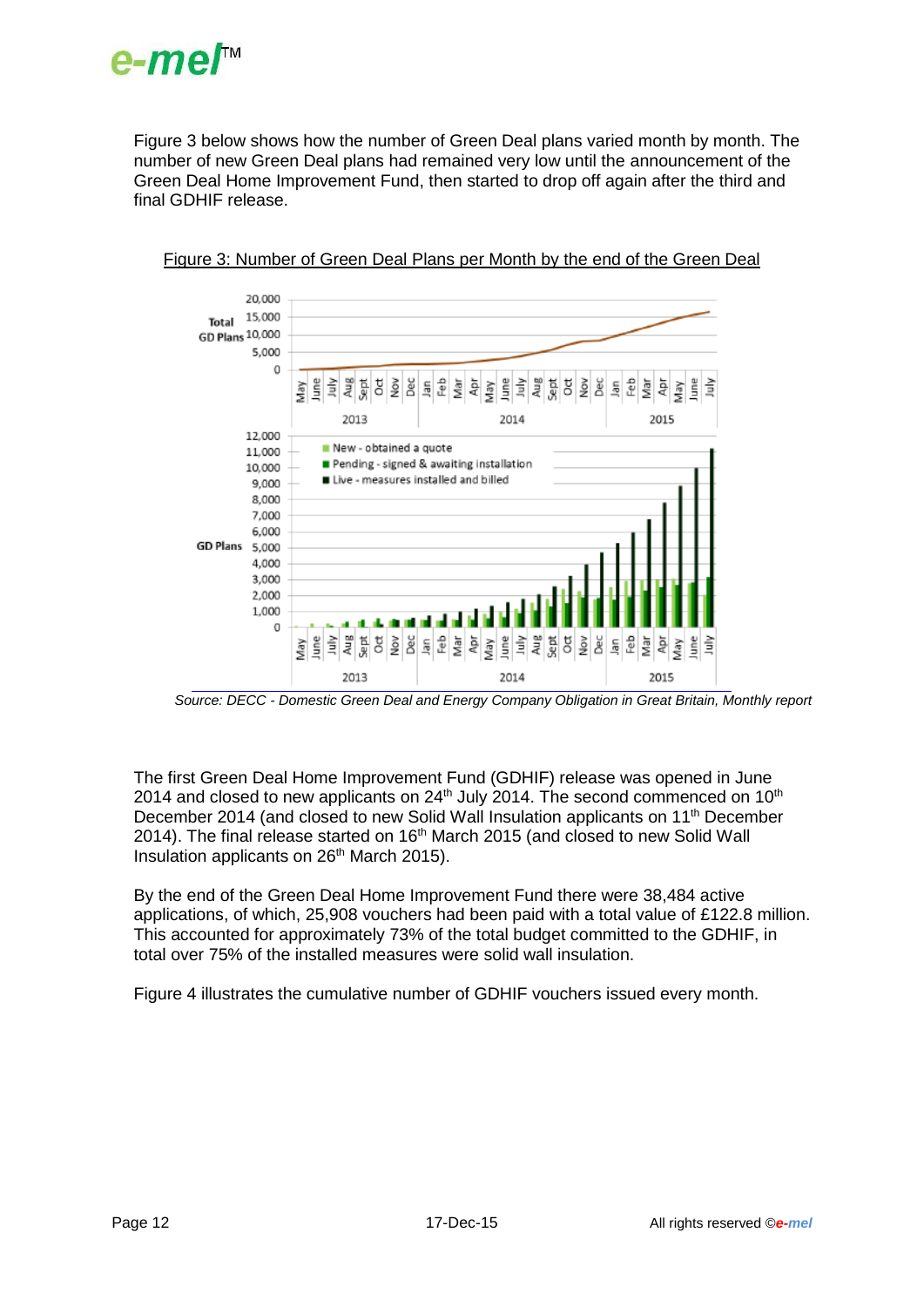Figure 3 below shows how the number of Green Deal plans varied month by month. The number of new Green Deal plans had remained very low until the announcement of the Green Deal Home Improvement Fund, then started to drop off again after the third and final GDHIF release.

Figure 3: Number of Green Deal Plans per Month by the end of the Green Deal

*Source: DECC - Domestic Green Deal and Energy Company Obligation in Great Britain, Monthly report*

The first Green Deal Home Improvement Fund (GDHIF) release was opened in June 2014 and closed to new applicants on 24th July 2014. The second commenced on 10th December 2014 (and closed to new Solid Wall Insulation applicants on 11th December 2014). The final release started on 16th March 2015 (and closed to new Solid Wall Insulation applicants on 26th March 2015).

By the end of the Green Deal Home Improvement Fund there were 38,484 active applications, of which, 25,908 vouchers had been paid with a total value of £122.8 million. This accounted for approximately 73% of the total budget committed to the GDHIF, in total over 75% of the installed measures were solid wall insulation.

Figure 4 illustrates the cumulative number of GDHIF vouchers issued every month.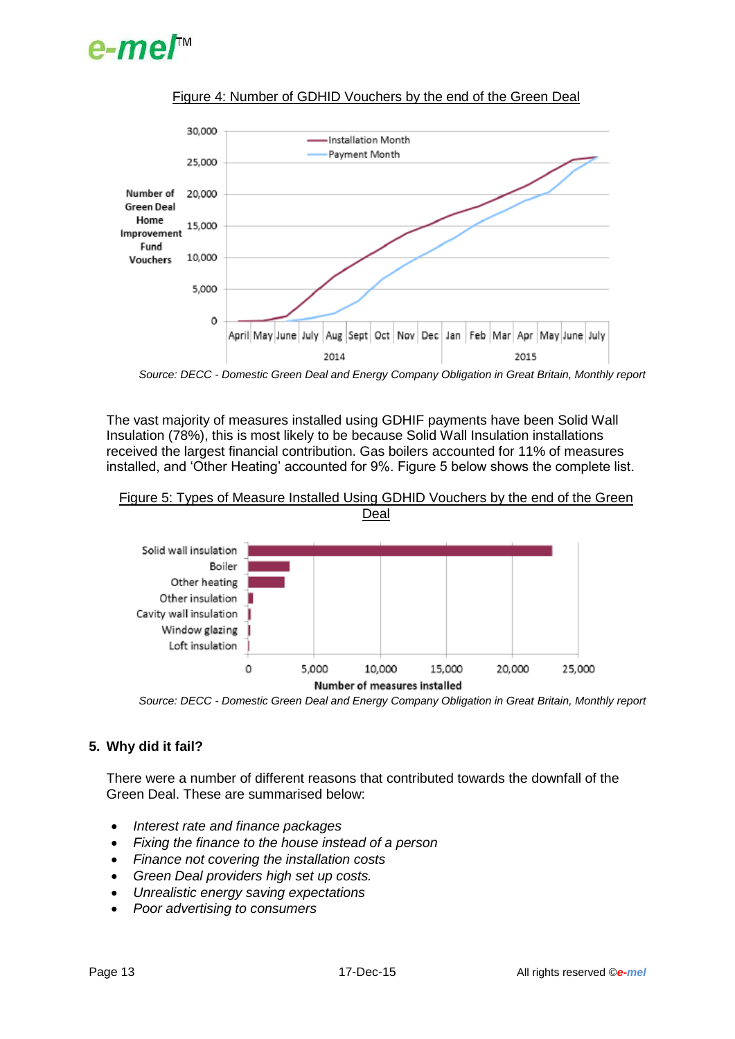Figure 4: Number of GDHID Vouchers by the end of the Green Deal

*Source: DECC - Domestic Green Deal and Energy Company Obligation in Great Britain, Monthly report*

The vast majority of measures installed using GDHIF payments have been Solid Wall Insulation (78%), this is most likely to be because Solid Wall Insulation installations received the largest financial contribution. Gas boilers accounted for 11% of measures installed, and 'Other Heating' accounted for 9%. Figure 5 below shows the complete list.

Figure 5: Types of Measure Installed Using GDHID Vouchers by the end of the Green Deal

*Source: DECC - Domestic Green Deal and Energy Company Obligation in Great Britain, Monthly report*

## 5. Why did it fail?

There were a number of different reasons that contributed towards the downfall of the Green Deal. These are summarised below:

- *Interest rate and finance packages*
- *Fixing the finance to the house instead of a person*
- *Finance not covering the installation costs*
- *Green Deal providers high set up costs.*
- *Unrealistic energy saving expectations*
- *Poor advertising to consumers*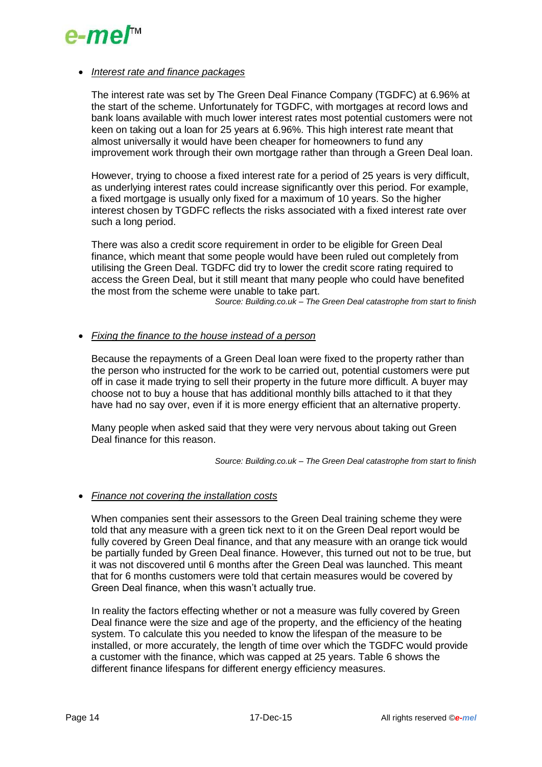- *Interest rate and finance packages*

  The interest rate was set by The Green Deal Finance Company (TGDFC) at 6.96% at the start of the scheme. Unfortunately for TGDFC, with mortgages at record lows and bank loans available with much lower interest rates most potential customers were not keen on taking out a loan for 25 years at 6.96%. This high interest rate meant that almost universally it would have been cheaper for homeowners to fund any improvement work through their own mortgage rather than through a Green Deal loan.

  However, trying to choose a fixed interest rate for a period of 25 years is very difficult, as underlying interest rates could increase significantly over this period. For example, a fixed mortgage is usually only fixed for a maximum of 10 years. So the higher interest chosen by TGDFC reflects the risks associated with a fixed interest rate over such a long period.

  There was also a credit score requirement in order to be eligible for Green Deal finance, which meant that some people would have been ruled out completely from utilising the Green Deal. TGDFC did try to lower the credit score rating required to access the Green Deal, but it still meant that many people who could have benefited the most from the scheme were unable to take part.

  *Source: Building.co.uk – The Green Deal catastrophe from start to finish*

- *Fixing the finance to the house instead of a person*

  Because the repayments of a Green Deal loan were fixed to the property rather than the person who instructed for the work to be carried out, potential customers were put off in case it made trying to sell their property in the future more difficult. A buyer may choose not to buy a house that has additional monthly bills attached to it that they have had no say over, even if it is more energy efficient that an alternative property.

  Many people when asked said that they were very nervous about taking out Green Deal finance for this reason.

  *Source: Building.co.uk – The Green Deal catastrophe from start to finish*

- *Finance not covering the installation costs*

  When companies sent their assessors to the Green Deal training scheme they were told that any measure with a green tick next to it on the Green Deal report would be fully covered by Green Deal finance, and that any measure with an orange tick would be partially funded by Green Deal finance. However, this turned out not to be true, but it was not discovered until 6 months after the Green Deal was launched. This meant that for 6 months customers were told that certain measures would be covered by Green Deal finance, when this wasn't actually true.

  In reality the factors effecting whether or not a measure was fully covered by Green Deal finance were the size and age of the property, and the efficiency of the heating system. To calculate this you needed to know the lifespan of the measure to be installed, or more accurately, the length of time over which the TGDFC would provide a customer with the finance, which was capped at 25 years. Table 6 shows the different finance lifespans for different energy efficiency measures.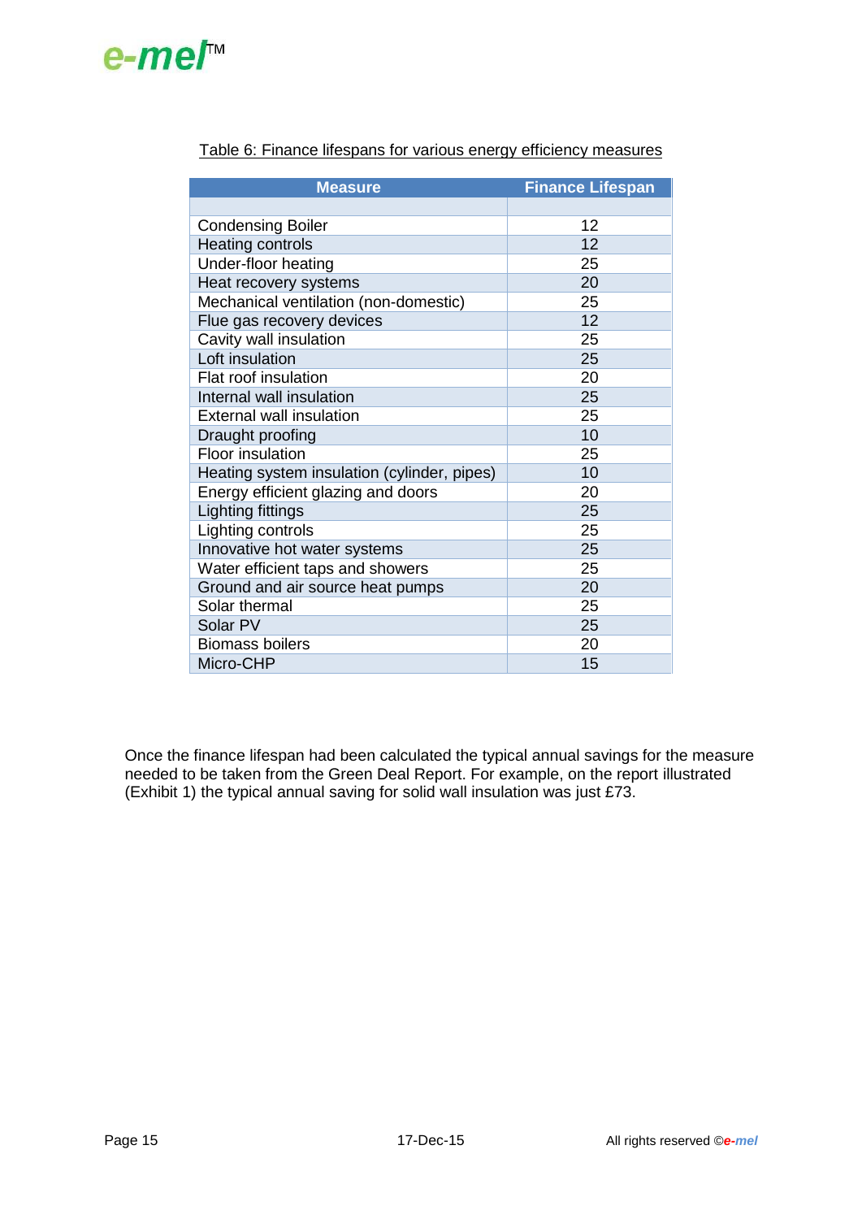Table 6: Finance lifespans for various energy efficiency measures

| Measure | Finance Lifespan |
|---|---|
| | |
| Condensing Boiler | 12 |
| Heating controls | 12 |
| Under-floor heating | 25 |
| Heat recovery systems | 20 |
| Mechanical ventilation (non-domestic) | 25 |
| Flue gas recovery devices | 12 |
| Cavity wall insulation | 25 |
| Loft insulation | 25 |
| Flat roof insulation | 20 |
| Internal wall insulation | 25 |
| External wall insulation | 25 |
| Draught proofing | 10 |
| Floor insulation | 25 |
| Heating system insulation (cylinder, pipes) | 10 |
| Energy efficient glazing and doors | 20 |
| Lighting fittings | 25 |
| Lighting controls | 25 |
| Innovative hot water systems | 25 |
| Water efficient taps and showers | 25 |
| Ground and air source heat pumps | 20 |
| Solar thermal | 25 |
| Solar PV | 25 |
| Biomass boilers | 20 |
| Micro-CHP | 15 |

Once the finance lifespan had been calculated the typical annual savings for the measure needed to be taken from the Green Deal Report. For example, on the report illustrated (Exhibit 1) the typical annual saving for solid wall insulation was just £73.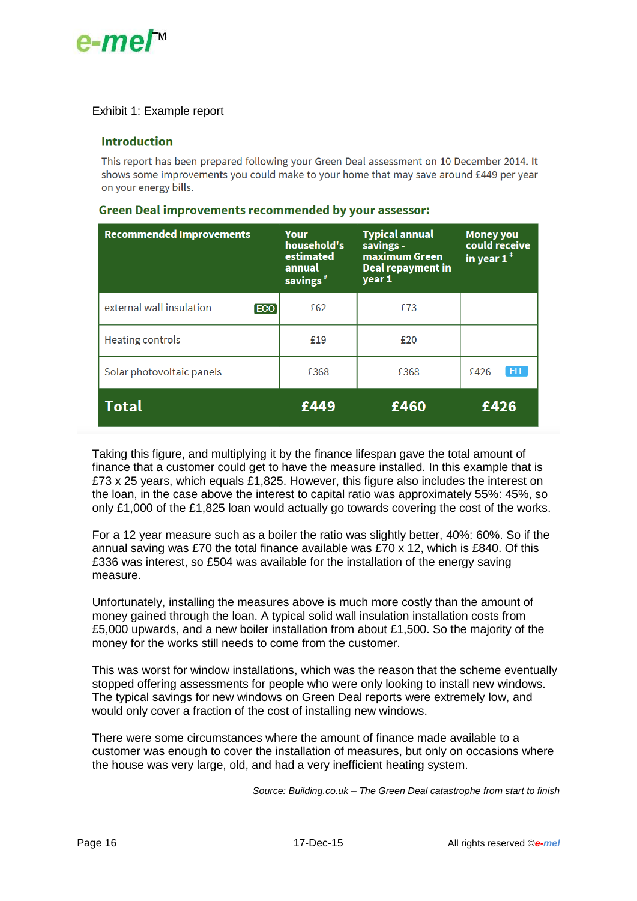Exhibit 1: Example report

## Introduction

This report has been prepared following your Green Deal assessment on 10 December 2014. It shows some improvements you could make to your home that may save around £449 per year on your energy bills.

### Green Deal improvements recommended by your assessor:

| Recommended Improvements | Your household's estimated annual savings [#] | Typical annual savings - maximum Green Deal repayment in year 1 | Money you could receive in year 1 [‡] |
|---|---|---|---|
| external wall insulation ECO | £62 | £73 | |
| Heating controls | £19 | £20 | |
| Solar photovoltaic panels | £368 | £368 | £426 FIT |
| **Total** | **£449** | **£460** | **£426** |

Taking this figure, and multiplying it by the finance lifespan gave the total amount of finance that a customer could get to have the measure installed. In this example that is £73 x 25 years, which equals £1,825. However, this figure also includes the interest on the loan, in the case above the interest to capital ratio was approximately 55%: 45%, so only £1,000 of the £1,825 loan would actually go towards covering the cost of the works.

For a 12 year measure such as a boiler the ratio was slightly better, 40%: 60%. So if the annual saving was £70 the total finance available was £70 x 12, which is £840. Of this £336 was interest, so £504 was available for the installation of the energy saving measure.

Unfortunately, installing the measures above is much more costly than the amount of money gained through the loan. A typical solid wall insulation installation costs from £5,000 upwards, and a new boiler installation from about £1,500. So the majority of the money for the works still needs to come from the customer.

This was worst for window installations, which was the reason that the scheme eventually stopped offering assessments for people who were only looking to install new windows. The typical savings for new windows on Green Deal reports were extremely low, and would only cover a fraction of the cost of installing new windows.

There were some circumstances where the amount of finance made available to a customer was enough to cover the installation of measures, but only on occasions where the house was very large, old, and had a very inefficient heating system.

*Source: Building.co.uk – The Green Deal catastrophe from start to finish*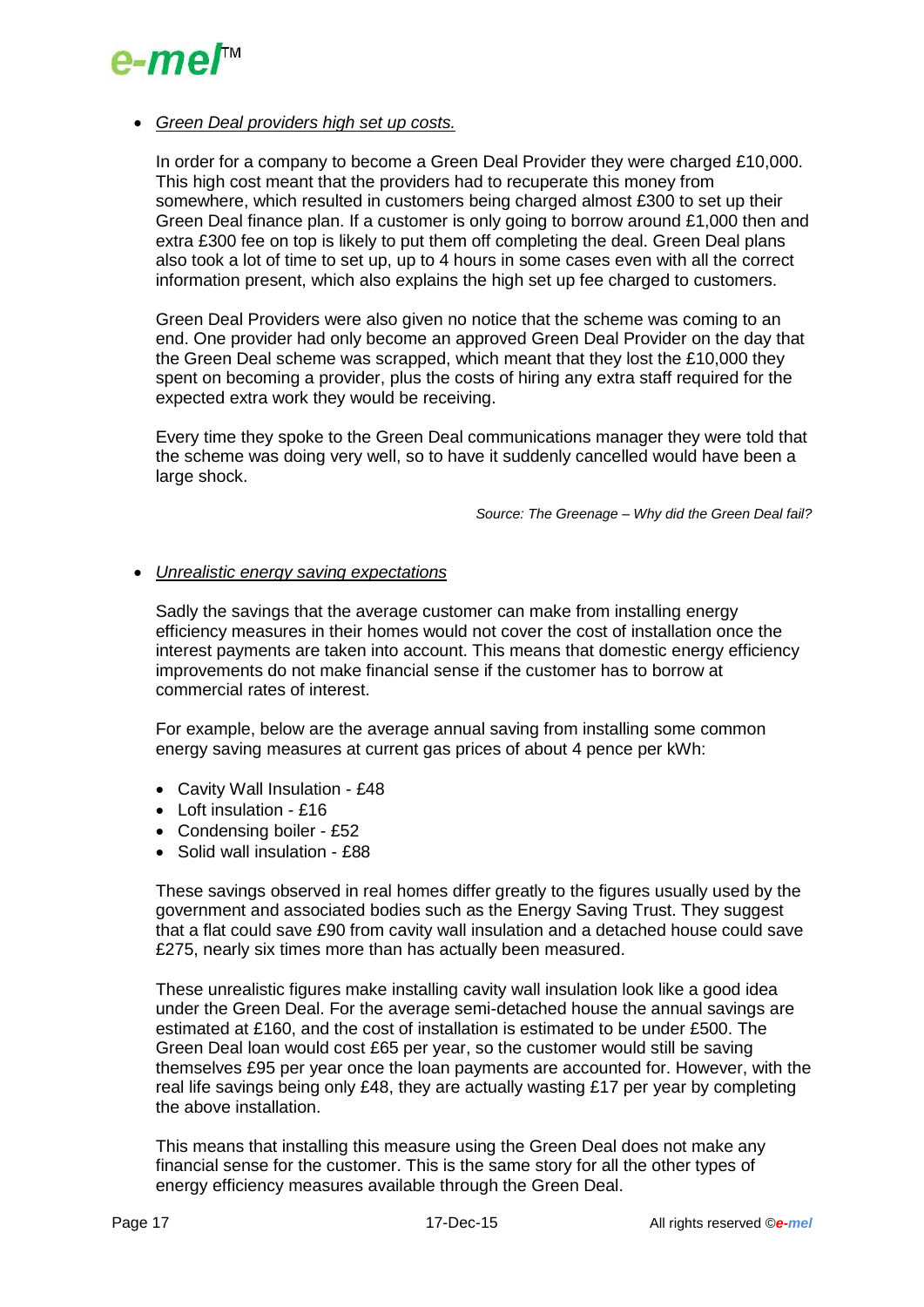- *Green Deal providers high set up costs.*

  In order for a company to become a Green Deal Provider they were charged £10,000. This high cost meant that the providers had to recuperate this money from somewhere, which resulted in customers being charged almost £300 to set up their Green Deal finance plan. If a customer is only going to borrow around £1,000 then and extra £300 fee on top is likely to put them off completing the deal. Green Deal plans also took a lot of time to set up, up to 4 hours in some cases even with all the correct information present, which also explains the high set up fee charged to customers.

  Green Deal Providers were also given no notice that the scheme was coming to an end. One provider had only become an approved Green Deal Provider on the day that the Green Deal scheme was scrapped, which meant that they lost the £10,000 they spent on becoming a provider, plus the costs of hiring any extra staff required for the expected extra work they would be receiving.

  Every time they spoke to the Green Deal communications manager they were told that the scheme was doing very well, so to have it suddenly cancelled would have been a large shock.

  *Source: The Greenage – Why did the Green Deal fail?*

- *Unrealistic energy saving expectations*

  Sadly the savings that the average customer can make from installing energy efficiency measures in their homes would not cover the cost of installation once the interest payments are taken into account. This means that domestic energy efficiency improvements do not make financial sense if the customer has to borrow at commercial rates of interest.

  For example, below are the average annual saving from installing some common energy saving measures at current gas prices of about 4 pence per kWh:

  - Cavity Wall Insulation - £48
  - Loft insulation - £16
  - Condensing boiler - £52
  - Solid wall insulation - £88

  These savings observed in real homes differ greatly to the figures usually used by the government and associated bodies such as the Energy Saving Trust. They suggest that a flat could save £90 from cavity wall insulation and a detached house could save £275, nearly six times more than has actually been measured.

  These unrealistic figures make installing cavity wall insulation look like a good idea under the Green Deal. For the average semi-detached house the annual savings are estimated at £160, and the cost of installation is estimated to be under £500. The Green Deal loan would cost £65 per year, so the customer would still be saving themselves £95 per year once the loan payments are accounted for. However, with the real life savings being only £48, they are actually wasting £17 per year by completing the above installation.

  This means that installing this measure using the Green Deal does not make any financial sense for the customer. This is the same story for all the other types of energy efficiency measures available through the Green Deal.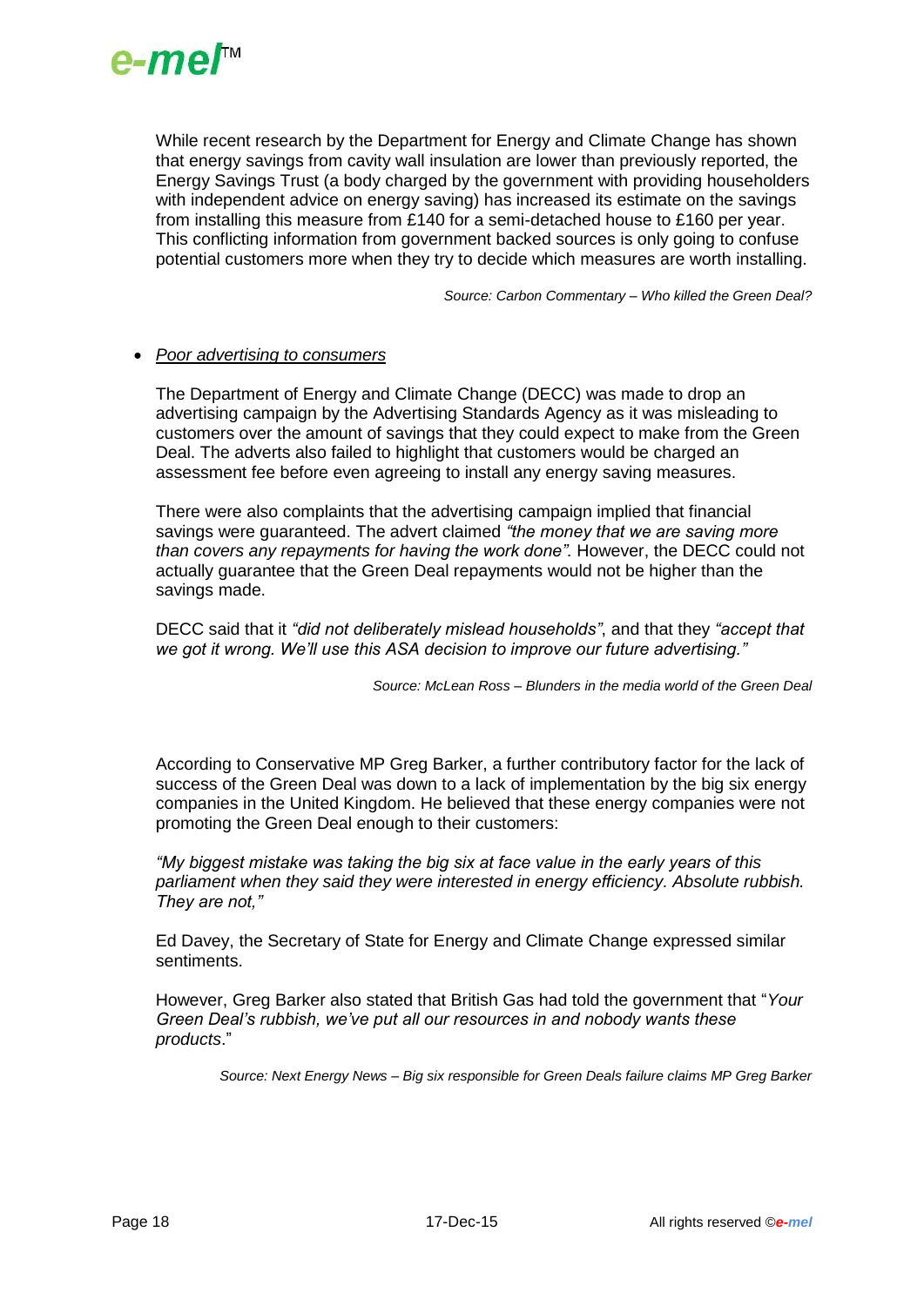While recent research by the Department for Energy and Climate Change has shown that energy savings from cavity wall insulation are lower than previously reported, the Energy Savings Trust (a body charged by the government with providing householders with independent advice on energy saving) has increased its estimate on the savings from installing this measure from £140 for a semi-detached house to £160 per year. This conflicting information from government backed sources is only going to confuse potential customers more when they try to decide which measures are worth installing.

*Source: Carbon Commentary – Who killed the Green Deal?*

- *Poor advertising to consumers*

The Department of Energy and Climate Change (DECC) was made to drop an advertising campaign by the Advertising Standards Agency as it was misleading to customers over the amount of savings that they could expect to make from the Green Deal. The adverts also failed to highlight that customers would be charged an assessment fee before even agreeing to install any energy saving measures.

There were also complaints that the advertising campaign implied that financial savings were guaranteed. The advert claimed *"the money that we are saving more than covers any repayments for having the work done"*. However, the DECC could not actually guarantee that the Green Deal repayments would not be higher than the savings made.

DECC said that it *"did not deliberately mislead households"*, and that they *"accept that we got it wrong. We'll use this ASA decision to improve our future advertising."*

*Source: McLean Ross – Blunders in the media world of the Green Deal*

According to Conservative MP Greg Barker, a further contributory factor for the lack of success of the Green Deal was down to a lack of implementation by the big six energy companies in the United Kingdom. He believed that these energy companies were not promoting the Green Deal enough to their customers:

*"My biggest mistake was taking the big six at face value in the early years of this parliament when they said they were interested in energy efficiency. Absolute rubbish. They are not,"*

Ed Davey, the Secretary of State for Energy and Climate Change expressed similar sentiments.

However, Greg Barker also stated that British Gas had told the government that "*Your Green Deal's rubbish, we've put all our resources in and nobody wants these products*."

*Source: Next Energy News – Big six responsible for Green Deals failure claims MP Greg Barker*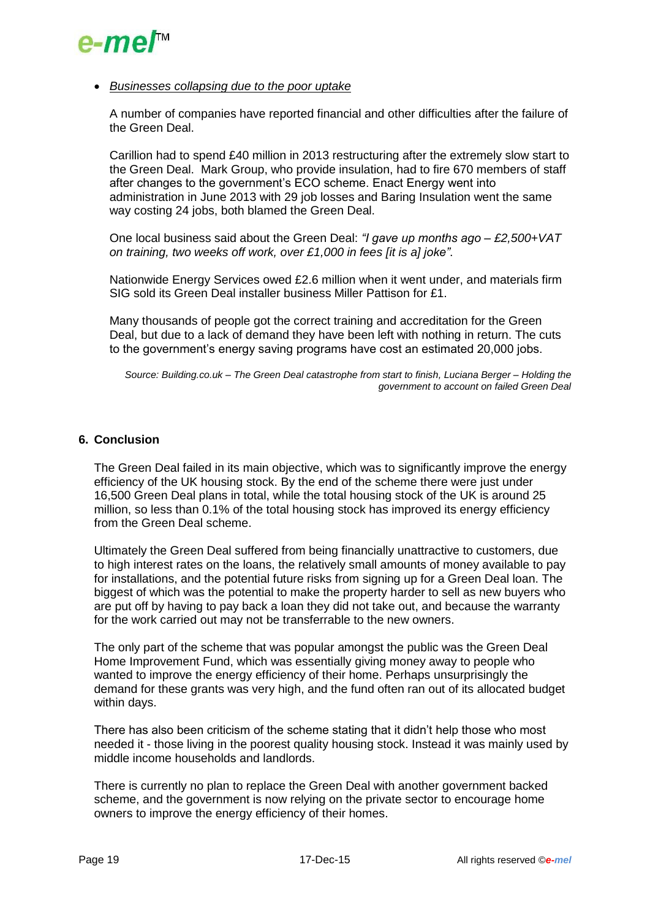- *Businesses collapsing due to the poor uptake*

  A number of companies have reported financial and other difficulties after the failure of the Green Deal.

  Carillion had to spend £40 million in 2013 restructuring after the extremely slow start to the Green Deal. Mark Group, who provide insulation, had to fire 670 members of staff after changes to the government's ECO scheme. Enact Energy went into administration in June 2013 with 29 job losses and Baring Insulation went the same way costing 24 jobs, both blamed the Green Deal.

  One local business said about the Green Deal: *"I gave up months ago – £2,500+VAT on training, two weeks off work, over £1,000 in fees [it is a] joke".*

  Nationwide Energy Services owed £2.6 million when it went under, and materials firm SIG sold its Green Deal installer business Miller Pattison for £1.

  Many thousands of people got the correct training and accreditation for the Green Deal, but due to a lack of demand they have been left with nothing in return. The cuts to the government's energy saving programs have cost an estimated 20,000 jobs.

  *Source: Building.co.uk – The Green Deal catastrophe from start to finish, Luciana Berger – Holding the government to account on failed Green Deal*

## 6. Conclusion

The Green Deal failed in its main objective, which was to significantly improve the energy efficiency of the UK housing stock. By the end of the scheme there were just under 16,500 Green Deal plans in total, while the total housing stock of the UK is around 25 million, so less than 0.1% of the total housing stock has improved its energy efficiency from the Green Deal scheme.

Ultimately the Green Deal suffered from being financially unattractive to customers, due to high interest rates on the loans, the relatively small amounts of money available to pay for installations, and the potential future risks from signing up for a Green Deal loan. The biggest of which was the potential to make the property harder to sell as new buyers who are put off by having to pay back a loan they did not take out, and because the warranty for the work carried out may not be transferrable to the new owners.

The only part of the scheme that was popular amongst the public was the Green Deal Home Improvement Fund, which was essentially giving money away to people who wanted to improve the energy efficiency of their home. Perhaps unsurprisingly the demand for these grants was very high, and the fund often ran out of its allocated budget within days.

There has also been criticism of the scheme stating that it didn't help those who most needed it - those living in the poorest quality housing stock. Instead it was mainly used by middle income households and landlords.

There is currently no plan to replace the Green Deal with another government backed scheme, and the government is now relying on the private sector to encourage home owners to improve the energy efficiency of their homes.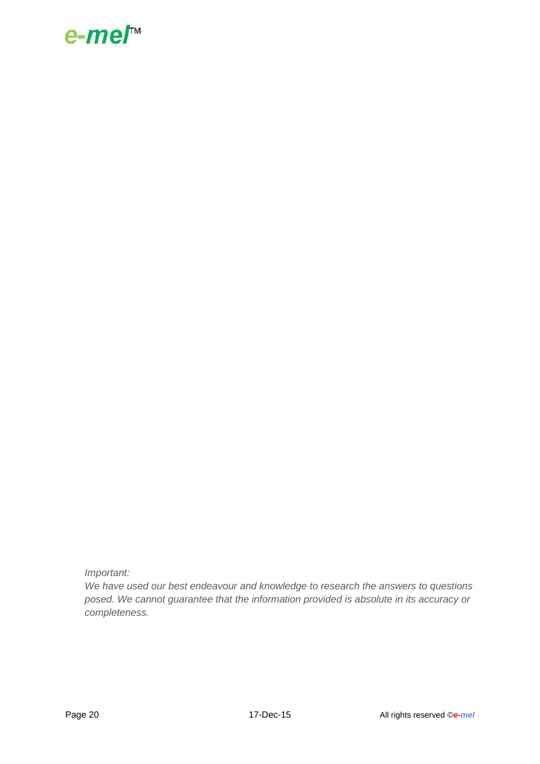*Important:*
*We have used our best endeavour and knowledge to research the answers to questions posed. We cannot guarantee that the information provided is absolute in its accuracy or completeness.*